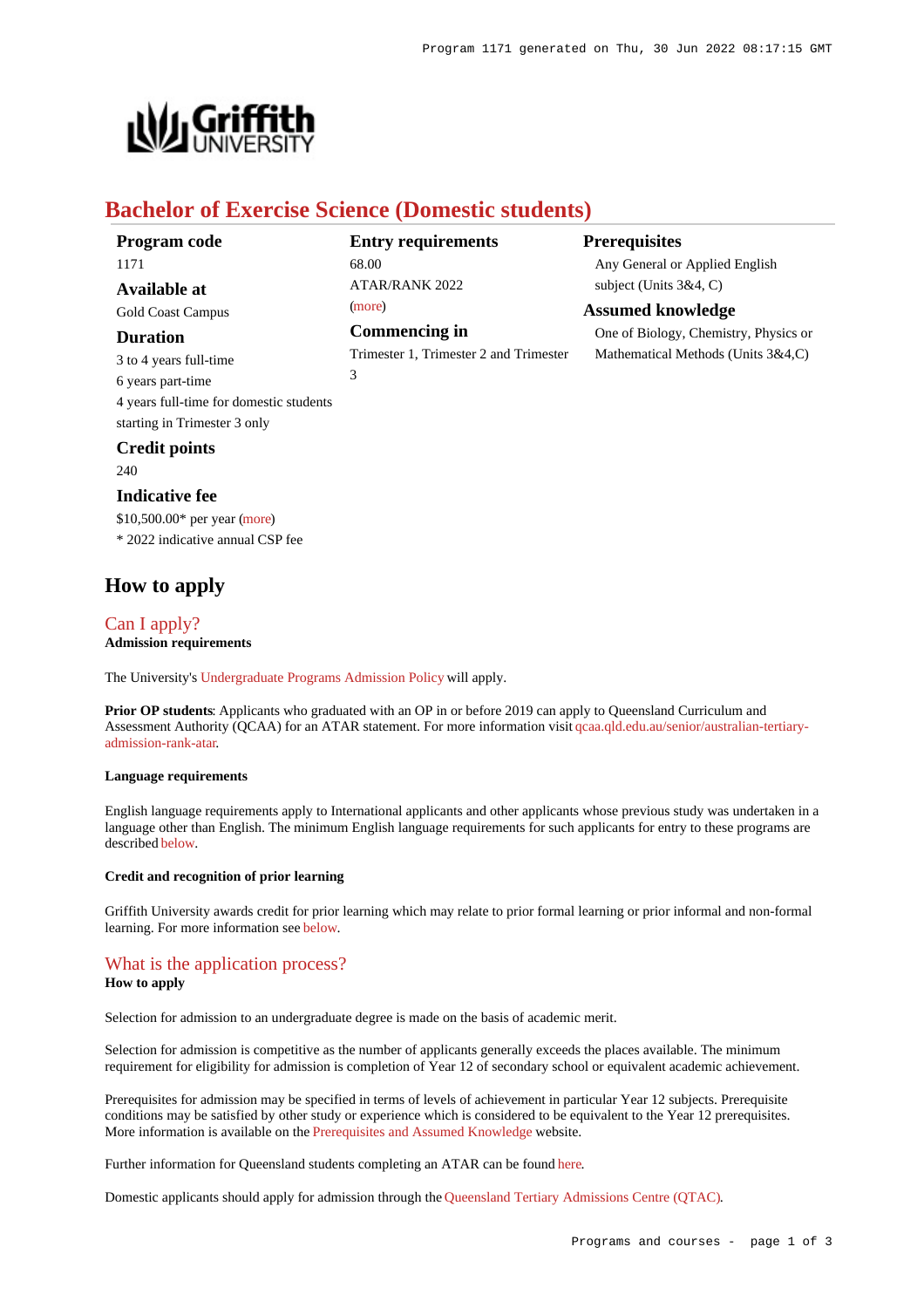# Bachelor of Exercise Science (Domestic students)

### Program code
1171

### Available at
Gold Coast Campus

### Duration
3 to 4 years full-time
6 years part-time
4 years full-time for domestic students starting in Trimester 3 only

### Credit points
240

### Indicative fee
$10,500.00* per year (more)
* 2022 indicative annual CSP fee

### Entry requirements
68.00
ATAR/RANK 2022
(more)

### Commencing in
Trimester 1, Trimester 2 and Trimester 3

### Prerequisites
Any General or Applied English subject (Units 3&4, C)

### Assumed knowledge
One of Biology, Chemistry, Physics or Mathematical Methods (Units 3&4,C)

## How to apply

### Can I apply?

**Admission requirements**

The University's Undergraduate Programs Admission Policy will apply.

**Prior OP students**: Applicants who graduated with an OP in or before 2019 can apply to Queensland Curriculum and Assessment Authority (QCAA) for an ATAR statement. For more information visit qcaa.qld.edu.au/senior/australian-tertiary-admission-rank-atar.

#### Language requirements

English language requirements apply to International applicants and other applicants whose previous study was undertaken in a language other than English. The minimum English language requirements for such applicants for entry to these programs are described below.

#### Credit and recognition of prior learning

Griffith University awards credit for prior learning which may relate to prior formal learning or prior informal and non-formal learning. For more information see below.

### What is the application process?

**How to apply**

Selection for admission to an undergraduate degree is made on the basis of academic merit.

Selection for admission is competitive as the number of applicants generally exceeds the places available. The minimum requirement for eligibility for admission is completion of Year 12 of secondary school or equivalent academic achievement.

Prerequisites for admission may be specified in terms of levels of achievement in particular Year 12 subjects. Prerequisite conditions may be satisfied by other study or experience which is considered to be equivalent to the Year 12 prerequisites. More information is available on the Prerequisites and Assumed Knowledge website.

Further information for Queensland students completing an ATAR can be found here.

Domestic applicants should apply for admission through the Queensland Tertiary Admissions Centre (QTAC).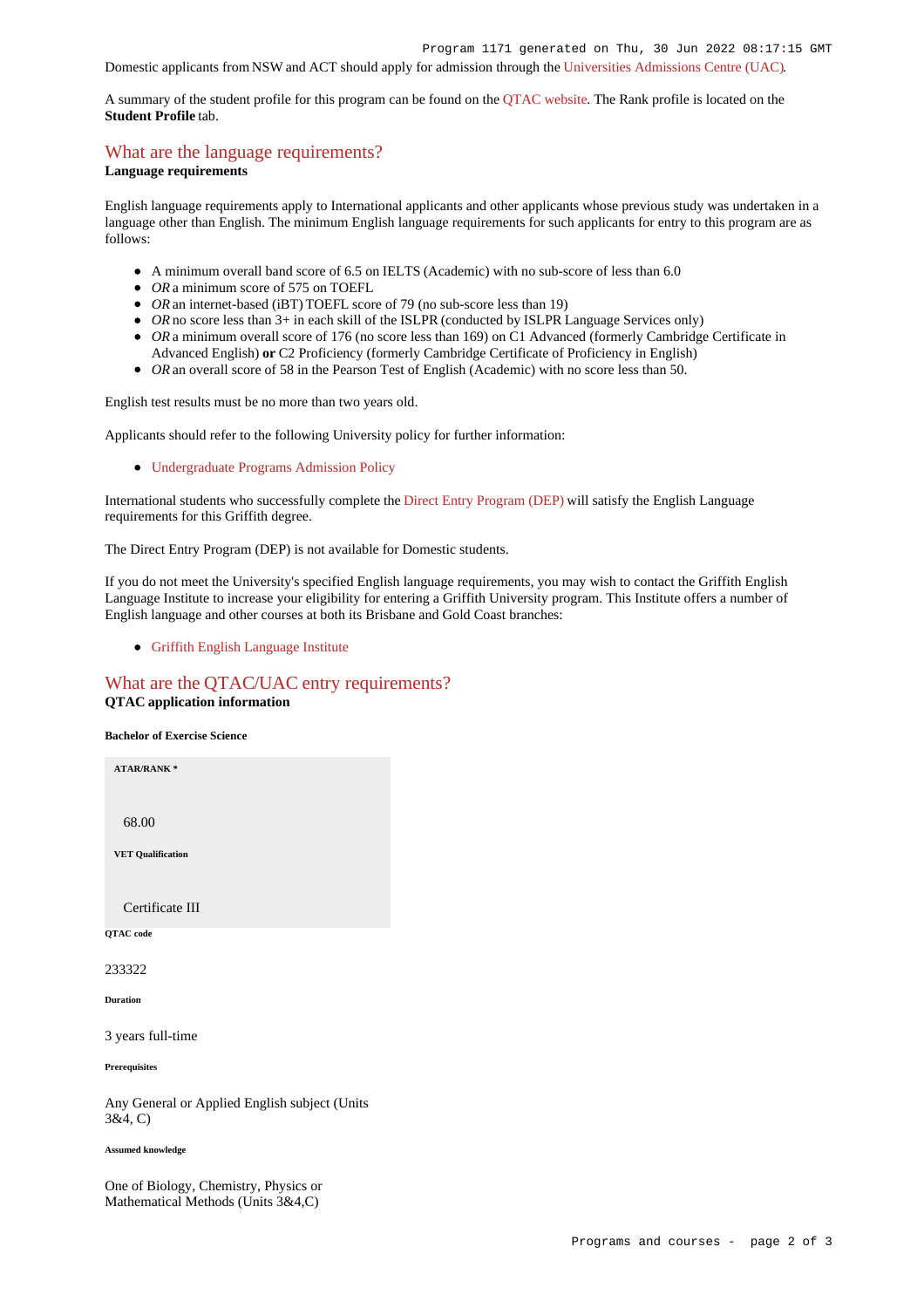Domestic applicants from NSW and ACT should apply for admission through the Universities Admissions Centre (UAC).

A summary of the student profile for this program can be found on the QTAC website. The Rank profile is located on the **Student Profile** tab.

## What are the language requirements?

**Language requirements**

English language requirements apply to International applicants and other applicants whose previous study was undertaken in a language other than English. The minimum English language requirements for such applicants for entry to this program are as follows:

- A minimum overall band score of 6.5 on IELTS (Academic) with no sub-score of less than 6.0
- *OR* a minimum score of 575 on TOEFL
- *OR* an internet-based (iBT) TOEFL score of 79 (no sub-score less than 19)
- *OR* no score less than 3+ in each skill of the ISLPR (conducted by ISLPR Language Services only)
- *OR* a minimum overall score of 176 (no score less than 169) on C1 Advanced (formerly Cambridge Certificate in Advanced English) **or** C2 Proficiency (formerly Cambridge Certificate of Proficiency in English)
- *OR* an overall score of 58 in the Pearson Test of English (Academic) with no score less than 50.

English test results must be no more than two years old.

Applicants should refer to the following University policy for further information:

- Undergraduate Programs Admission Policy

International students who successfully complete the Direct Entry Program (DEP) will satisfy the English Language requirements for this Griffith degree.

The Direct Entry Program (DEP) is not available for Domestic students.

If you do not meet the University's specified English language requirements, you may wish to contact the Griffith English Language Institute to increase your eligibility for entering a Griffith University program. This Institute offers a number of English language and other courses at both its Brisbane and Gold Coast branches:

- Griffith English Language Institute

## What are the QTAC/UAC entry requirements?

**QTAC application information**

**Bachelor of Exercise Science**

**ATAR/RANK ***

68.00

**VET Qualification**

Certificate III

**QTAC code**

233322

**Duration**

3 years full-time

**Prerequisites**

Any General or Applied English subject (Units 3&4, C)

**Assumed knowledge**

One of Biology, Chemistry, Physics or Mathematical Methods (Units 3&4,C)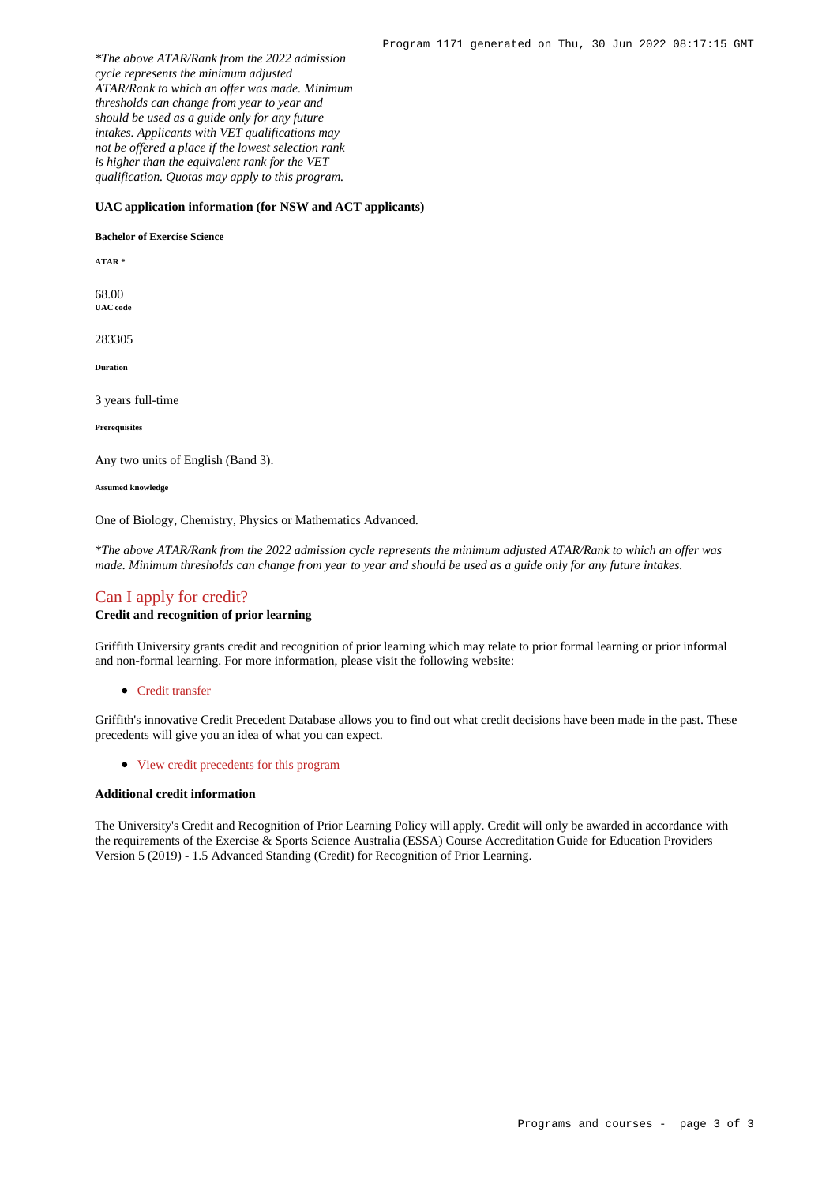*\*The above ATAR/Rank from the 2022 admission cycle represents the minimum adjusted ATAR/Rank to which an offer was made. Minimum thresholds can change from year to year and should be used as a guide only for any future intakes. Applicants with VET qualifications may not be offered a place if the lowest selection rank is higher than the equivalent rank for the VET qualification. Quotas may apply to this program.*

### UAC application information (for NSW and ACT applicants)

**Bachelor of Exercise Science**

**ATAR \***

68.00

**UAC code**

283305

**Duration**

3 years full-time

**Prerequisites**

Any two units of English (Band 3).

**Assumed knowledge**

One of Biology, Chemistry, Physics or Mathematics Advanced.

*\*The above ATAR/Rank from the 2022 admission cycle represents the minimum adjusted ATAR/Rank to which an offer was made. Minimum thresholds can change from year to year and should be used as a guide only for any future intakes.*

## Can I apply for credit?

### Credit and recognition of prior learning

Griffith University grants credit and recognition of prior learning which may relate to prior formal learning or prior informal and non-formal learning. For more information, please visit the following website:

- Credit transfer

Griffith's innovative Credit Precedent Database allows you to find out what credit decisions have been made in the past. These precedents will give you an idea of what you can expect.

- View credit precedents for this program

### Additional credit information

The University's Credit and Recognition of Prior Learning Policy will apply. Credit will only be awarded in accordance with the requirements of the Exercise & Sports Science Australia (ESSA) Course Accreditation Guide for Education Providers Version 5 (2019) - 1.5 Advanced Standing (Credit) for Recognition of Prior Learning.